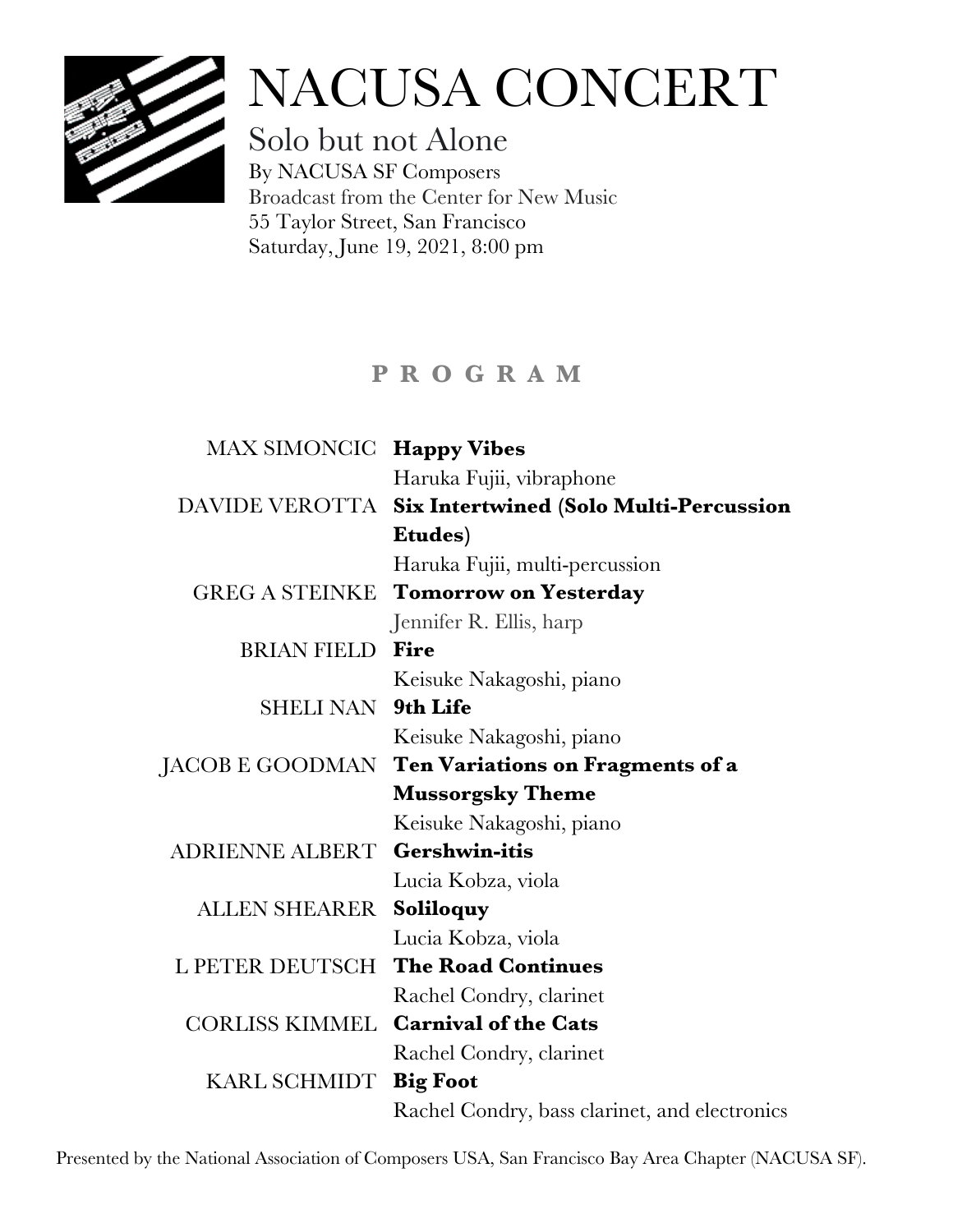# NACUSA CONCERT

## Solo but not Alone

By NACUSA SF Composers
Broadcast from the Center for New Music
55 Taylor Street, San Francisco
Saturday, June 19, 2021, 8:00 pm

### P R O G R A M

MAX SIMONCIC **Happy Vibes**
Haruka Fujii, vibraphone

DAVIDE VEROTTA **Six Intertwined (Solo Multi-Percussion Etudes)**
Haruka Fujii, multi-percussion

GREG A STEINKE **Tomorrow on Yesterday**
Jennifer R. Ellis, harp

BRIAN FIELD **Fire**
Keisuke Nakagoshi, piano

SHELI NAN **9th Life**
Keisuke Nakagoshi, piano

JACOB E GOODMAN **Ten Variations on Fragments of a Mussorgsky Theme**
Keisuke Nakagoshi, piano

ADRIENNE ALBERT **Gershwin-itis**
Lucia Kobza, viola

ALLEN SHEARER **Soliloquy**
Lucia Kobza, viola

L PETER DEUTSCH **The Road Continues**
Rachel Condry, clarinet

CORLISS KIMMEL **Carnival of the Cats**
Rachel Condry, clarinet

KARL SCHMIDT **Big Foot**
Rachel Condry, bass clarinet, and electronics

Presented by the National Association of Composers USA, San Francisco Bay Area Chapter (NACUSA SF).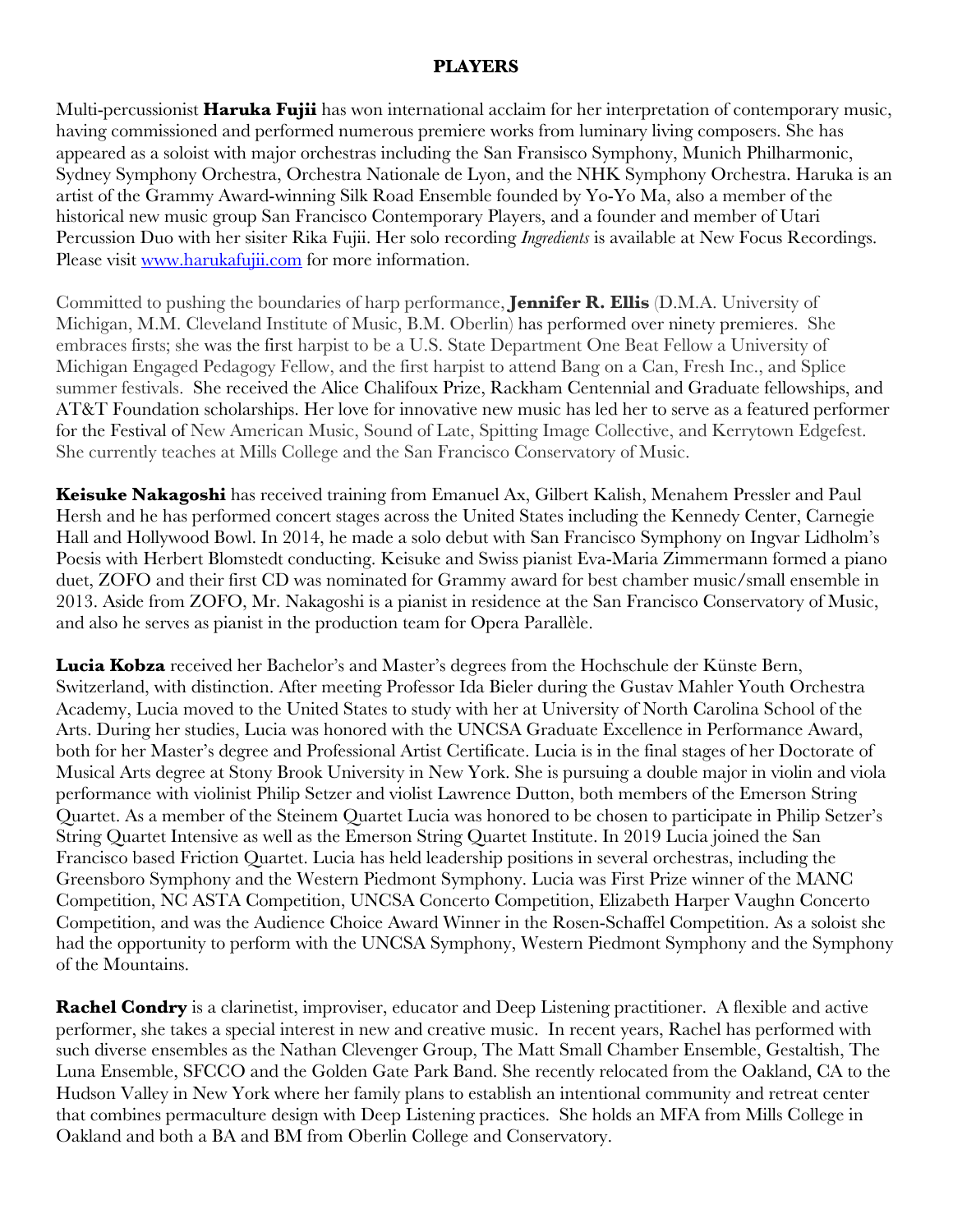**PLAYERS**

Multi-percussionist **Haruka Fujii** has won international acclaim for her interpretation of contemporary music, having commissioned and performed numerous premiere works from luminary living composers. She has appeared as a soloist with major orchestras including the San Fransisco Symphony, Munich Philharmonic, Sydney Symphony Orchestra, Orchestra Nationale de Lyon, and the NHK Symphony Orchestra. Haruka is an artist of the Grammy Award-winning Silk Road Ensemble founded by Yo-Yo Ma, also a member of the historical new music group San Francisco Contemporary Players, and a founder and member of Utari Percussion Duo with her sisiter Rika Fujii. Her solo recording *Ingredients* is available at New Focus Recordings. Please visit [www.harukafujii.com](www.harukafujii.com) for more information.

Committed to pushing the boundaries of harp performance, **Jennifer R. Ellis** (D.M.A. University of Michigan, M.M. Cleveland Institute of Music, B.M. Oberlin) has performed over ninety premieres. She embraces firsts; she was the first harpist to be a U.S. State Department One Beat Fellow a University of Michigan Engaged Pedagogy Fellow, and the first harpist to attend Bang on a Can, Fresh Inc., and Splice summer festivals. She received the Alice Chalifoux Prize, Rackham Centennial and Graduate fellowships, and AT&T Foundation scholarships. Her love for innovative new music has led her to serve as a featured performer for the Festival of New American Music, Sound of Late, Spitting Image Collective, and Kerrytown Edgefest. She currently teaches at Mills College and the San Francisco Conservatory of Music.

**Keisuke Nakagoshi** has received training from Emanuel Ax, Gilbert Kalish, Menahem Pressler and Paul Hersh and he has performed concert stages across the United States including the Kennedy Center, Carnegie Hall and Hollywood Bowl. In 2014, he made a solo debut with San Francisco Symphony on Ingvar Lidholm's Poesis with Herbert Blomstedt conducting. Keisuke and Swiss pianist Eva-Maria Zimmermann formed a piano duet, ZOFO and their first CD was nominated for Grammy award for best chamber music/small ensemble in 2013. Aside from ZOFO, Mr. Nakagoshi is a pianist in residence at the San Francisco Conservatory of Music, and also he serves as pianist in the production team for Opera Parallèle.

**Lucia Kobza** received her Bachelor's and Master's degrees from the Hochschule der Künste Bern, Switzerland, with distinction. After meeting Professor Ida Bieler during the Gustav Mahler Youth Orchestra Academy, Lucia moved to the United States to study with her at University of North Carolina School of the Arts. During her studies, Lucia was honored with the UNCSA Graduate Excellence in Performance Award, both for her Master's degree and Professional Artist Certificate. Lucia is in the final stages of her Doctorate of Musical Arts degree at Stony Brook University in New York. She is pursuing a double major in violin and viola performance with violinist Philip Setzer and violist Lawrence Dutton, both members of the Emerson String Quartet. As a member of the Steinem Quartet Lucia was honored to be chosen to participate in Philip Setzer's String Quartet Intensive as well as the Emerson String Quartet Institute. In 2019 Lucia joined the San Francisco based Friction Quartet. Lucia has held leadership positions in several orchestras, including the Greensboro Symphony and the Western Piedmont Symphony. Lucia was First Prize winner of the MANC Competition, NC ASTA Competition, UNCSA Concerto Competition, Elizabeth Harper Vaughn Concerto Competition, and was the Audience Choice Award Winner in the Rosen-Schaffel Competition. As a soloist she had the opportunity to perform with the UNCSA Symphony, Western Piedmont Symphony and the Symphony of the Mountains.

**Rachel Condry** is a clarinetist, improviser, educator and Deep Listening practitioner. A flexible and active performer, she takes a special interest in new and creative music. In recent years, Rachel has performed with such diverse ensembles as the Nathan Clevenger Group, The Matt Small Chamber Ensemble, Gestaltish, The Luna Ensemble, SFCCO and the Golden Gate Park Band. She recently relocated from the Oakland, CA to the Hudson Valley in New York where her family plans to establish an intentional community and retreat center that combines permaculture design with Deep Listening practices. She holds an MFA from Mills College in Oakland and both a BA and BM from Oberlin College and Conservatory.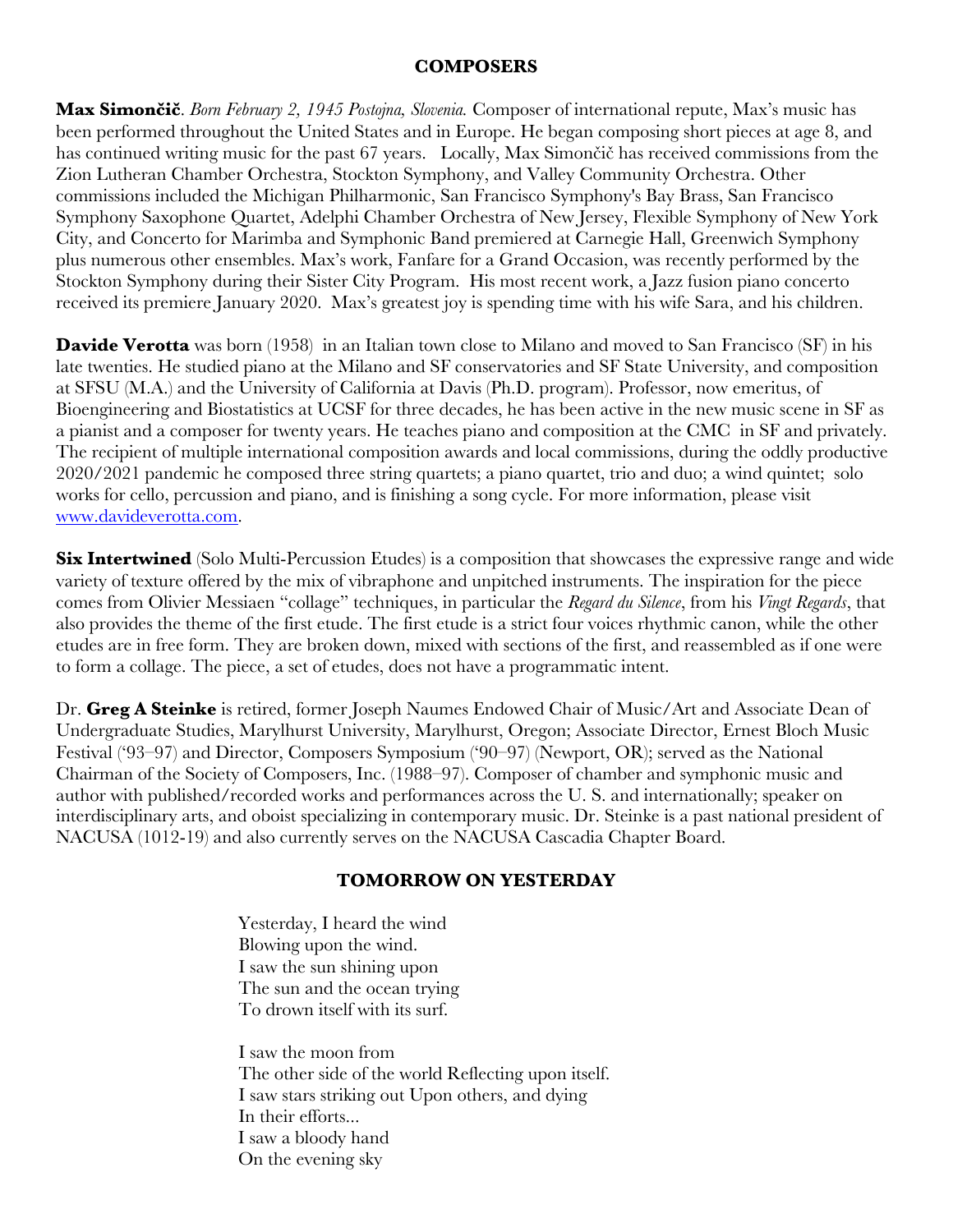## COMPOSERS

**Max Simončič**. *Born February 2, 1945 Postojna, Slovenia.* Composer of international repute, Max's music has been performed throughout the United States and in Europe. He began composing short pieces at age 8, and has continued writing music for the past 67 years. Locally, Max Simončič has received commissions from the Zion Lutheran Chamber Orchestra, Stockton Symphony, and Valley Community Orchestra. Other commissions included the Michigan Philharmonic, San Francisco Symphony's Bay Brass, San Francisco Symphony Saxophone Quartet, Adelphi Chamber Orchestra of New Jersey, Flexible Symphony of New York City, and Concerto for Marimba and Symphonic Band premiered at Carnegie Hall, Greenwich Symphony plus numerous other ensembles. Max's work, Fanfare for a Grand Occasion, was recently performed by the Stockton Symphony during their Sister City Program. His most recent work, a Jazz fusion piano concerto received its premiere January 2020. Max's greatest joy is spending time with his wife Sara, and his children.

**Davide Verotta** was born (1958) in an Italian town close to Milano and moved to San Francisco (SF) in his late twenties. He studied piano at the Milano and SF conservatories and SF State University, and composition at SFSU (M.A.) and the University of California at Davis (Ph.D. program). Professor, now emeritus, of Bioengineering and Biostatistics at UCSF for three decades, he has been active in the new music scene in SF as a pianist and a composer for twenty years. He teaches piano and composition at the CMC in SF and privately. The recipient of multiple international composition awards and local commissions, during the oddly productive 2020/2021 pandemic he composed three string quartets; a piano quartet, trio and duo; a wind quintet; solo works for cello, percussion and piano, and is finishing a song cycle. For more information, please visit www.davideverotta.com.

**Six Intertwined** (Solo Multi-Percussion Etudes) is a composition that showcases the expressive range and wide variety of texture offered by the mix of vibraphone and unpitched instruments. The inspiration for the piece comes from Olivier Messiaen "collage" techniques, in particular the *Regard du Silence*, from his *Vingt Regards*, that also provides the theme of the first etude. The first etude is a strict four voices rhythmic canon, while the other etudes are in free form. They are broken down, mixed with sections of the first, and reassembled as if one were to form a collage. The piece, a set of etudes, does not have a programmatic intent.

Dr. **Greg A Steinke** is retired, former Joseph Naumes Endowed Chair of Music/Art and Associate Dean of Undergraduate Studies, Marylhurst University, Marylhurst, Oregon; Associate Director, Ernest Bloch Music Festival ('93–97) and Director, Composers Symposium ('90–97) (Newport, OR); served as the National Chairman of the Society of Composers, Inc. (1988–97). Composer of chamber and symphonic music and author with published/recorded works and performances across the U. S. and internationally; speaker on interdisciplinary arts, and oboist specializing in contemporary music. Dr. Steinke is a past national president of NACUSA (1012-19) and also currently serves on the NACUSA Cascadia Chapter Board.

## TOMORROW ON YESTERDAY

Yesterday, I heard the wind
Blowing upon the wind.
I saw the sun shining upon
The sun and the ocean trying
To drown itself with its surf.

I saw the moon from
The other side of the world Reflecting upon itself.
I saw stars striking out Upon others, and dying
In their efforts...
I saw a bloody hand
On the evening sky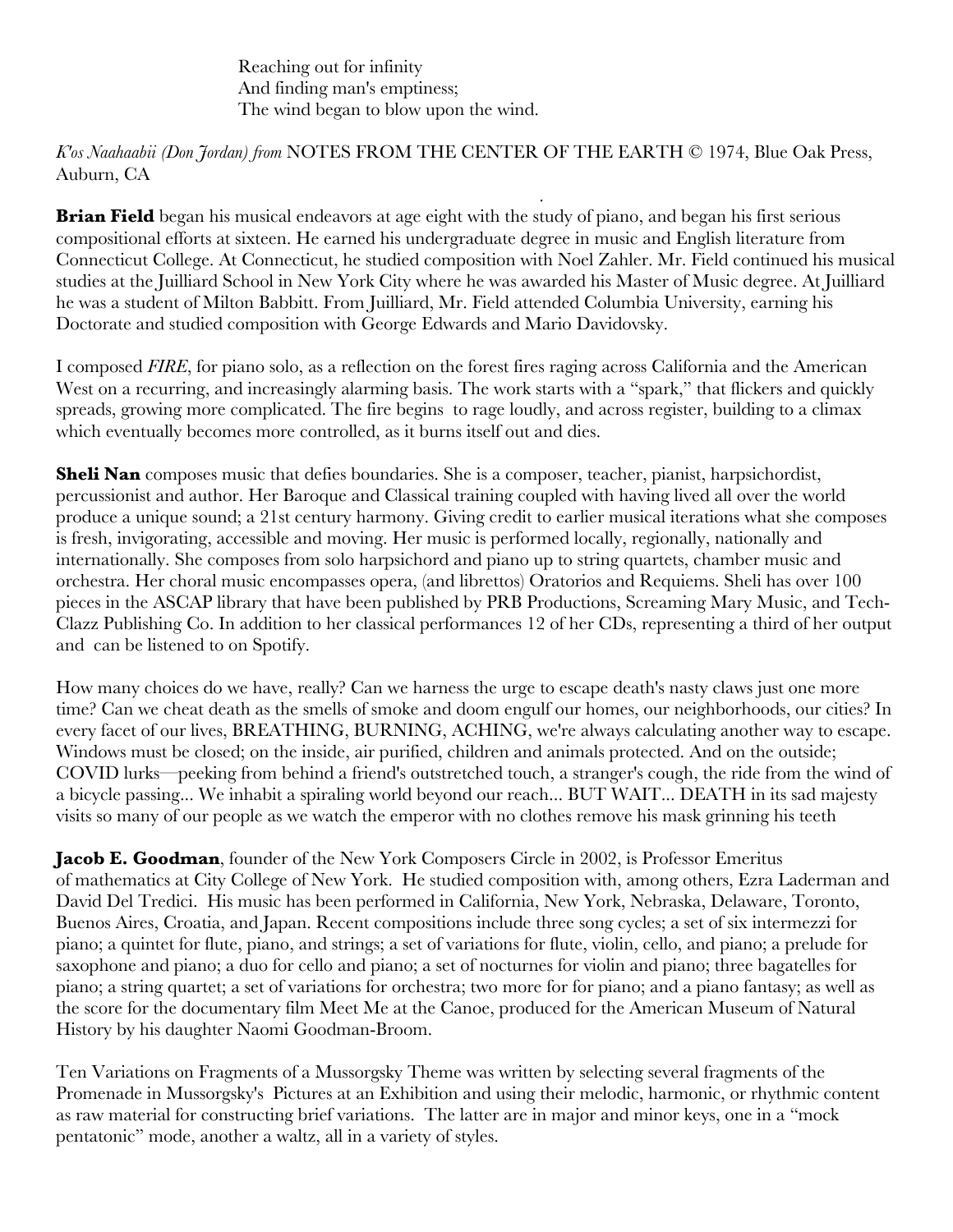Reaching out for infinity  
And finding man's emptiness;  
The wind began to blow upon the wind.

*K'os Naahaabii (Don Jordan) from* NOTES FROM THE CENTER OF THE EARTH © 1974, Blue Oak Press, Auburn, CA

**Brian Field** began his musical endeavors at age eight with the study of piano, and began his first serious compositional efforts at sixteen. He earned his undergraduate degree in music and English literature from Connecticut College. At Connecticut, he studied composition with Noel Zahler. Mr. Field continued his musical studies at the Juilliard School in New York City where he was awarded his Master of Music degree. At Juilliard he was a student of Milton Babbitt. From Juilliard, Mr. Field attended Columbia University, earning his Doctorate and studied composition with George Edwards and Mario Davidovsky.

I composed *FIRE*, for piano solo, as a reflection on the forest fires raging across California and the American West on a recurring, and increasingly alarming basis. The work starts with a "spark," that flickers and quickly spreads, growing more complicated. The fire begins to rage loudly, and across register, building to a climax which eventually becomes more controlled, as it burns itself out and dies.

**Sheli Nan** composes music that defies boundaries. She is a composer, teacher, pianist, harpsichordist, percussionist and author. Her Baroque and Classical training coupled with having lived all over the world produce a unique sound; a 21st century harmony. Giving credit to earlier musical iterations what she composes is fresh, invigorating, accessible and moving. Her music is performed locally, regionally, nationally and internationally. She composes from solo harpsichord and piano up to string quartets, chamber music and orchestra. Her choral music encompasses opera, (and librettos) Oratorios and Requiems. Sheli has over 100 pieces in the ASCAP library that have been published by PRB Productions, Screaming Mary Music, and Tech-Clazz Publishing Co. In addition to her classical performances 12 of her CDs, representing a third of her output and can be listened to on Spotify.

How many choices do we have, really? Can we harness the urge to escape death's nasty claws just one more time? Can we cheat death as the smells of smoke and doom engulf our homes, our neighborhoods, our cities? In every facet of our lives, BREATHING, BURNING, ACHING, we're always calculating another way to escape. Windows must be closed; on the inside, air purified, children and animals protected. And on the outside; COVID lurks—peeking from behind a friend's outstretched touch, a stranger's cough, the ride from the wind of a bicycle passing... We inhabit a spiraling world beyond our reach... BUT WAIT... DEATH in its sad majesty visits so many of our people as we watch the emperor with no clothes remove his mask grinning his teeth

**Jacob E. Goodman**, founder of the New York Composers Circle in 2002, is Professor Emeritus of mathematics at City College of New York. He studied composition with, among others, Ezra Laderman and David Del Tredici. His music has been performed in California, New York, Nebraska, Delaware, Toronto, Buenos Aires, Croatia, and Japan. Recent compositions include three song cycles; a set of six intermezzi for piano; a quintet for flute, piano, and strings; a set of variations for flute, violin, cello, and piano; a prelude for saxophone and piano; a duo for cello and piano; a set of nocturnes for violin and piano; three bagatelles for piano; a string quartet; a set of variations for orchestra; two more for for piano; and a piano fantasy; as well as the score for the documentary film Meet Me at the Canoe, produced for the American Museum of Natural History by his daughter Naomi Goodman-Broom.

Ten Variations on Fragments of a Mussorgsky Theme was written by selecting several fragments of the Promenade in Mussorgsky's Pictures at an Exhibition and using their melodic, harmonic, or rhythmic content as raw material for constructing brief variations. The latter are in major and minor keys, one in a "mock pentatonic" mode, another a waltz, all in a variety of styles.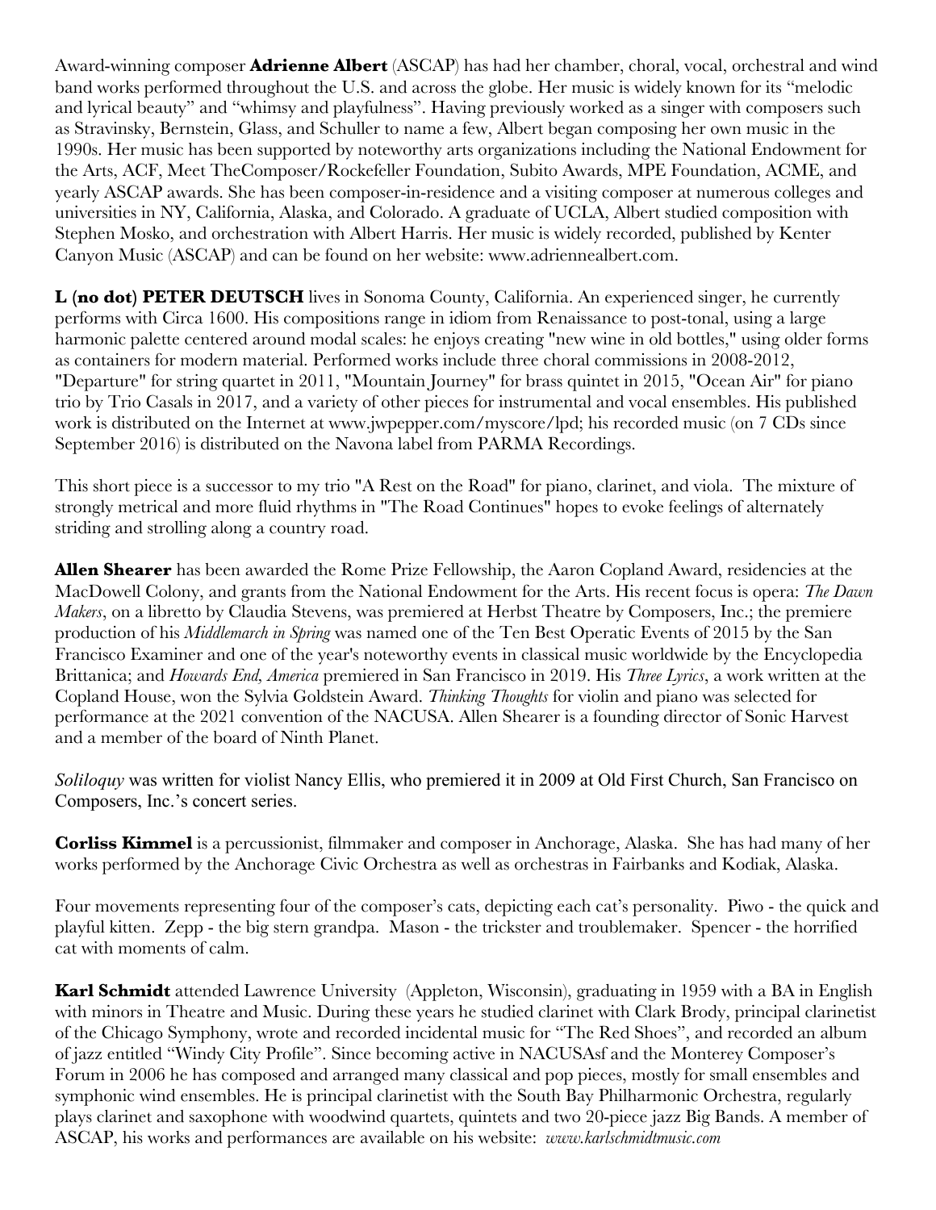Award-winning composer **Adrienne Albert** (ASCAP) has had her chamber, choral, vocal, orchestral and wind band works performed throughout the U.S. and across the globe. Her music is widely known for its "melodic and lyrical beauty" and "whimsy and playfulness". Having previously worked as a singer with composers such as Stravinsky, Bernstein, Glass, and Schuller to name a few, Albert began composing her own music in the 1990s. Her music has been supported by noteworthy arts organizations including the National Endowment for the Arts, ACF, Meet TheComposer/Rockefeller Foundation, Subito Awards, MPE Foundation, ACME, and yearly ASCAP awards. She has been composer-in-residence and a visiting composer at numerous colleges and universities in NY, California, Alaska, and Colorado. A graduate of UCLA, Albert studied composition with Stephen Mosko, and orchestration with Albert Harris. Her music is widely recorded, published by Kenter Canyon Music (ASCAP) and can be found on her website: www.adriennealbert.com.

**L (no dot) PETER DEUTSCH** lives in Sonoma County, California. An experienced singer, he currently performs with Circa 1600. His compositions range in idiom from Renaissance to post-tonal, using a large harmonic palette centered around modal scales: he enjoys creating "new wine in old bottles," using older forms as containers for modern material. Performed works include three choral commissions in 2008-2012, "Departure" for string quartet in 2011, "Mountain Journey" for brass quintet in 2015, "Ocean Air" for piano trio by Trio Casals in 2017, and a variety of other pieces for instrumental and vocal ensembles. His published work is distributed on the Internet at www.jwpepper.com/myscore/lpd; his recorded music (on 7 CDs since September 2016) is distributed on the Navona label from PARMA Recordings.

This short piece is a successor to my trio "A Rest on the Road" for piano, clarinet, and viola. The mixture of strongly metrical and more fluid rhythms in "The Road Continues" hopes to evoke feelings of alternately striding and strolling along a country road.

**Allen Shearer** has been awarded the Rome Prize Fellowship, the Aaron Copland Award, residencies at the MacDowell Colony, and grants from the National Endowment for the Arts. His recent focus is opera: *The Dawn Makers*, on a libretto by Claudia Stevens, was premiered at Herbst Theatre by Composers, Inc.; the premiere production of his *Middlemarch in Spring* was named one of the Ten Best Operatic Events of 2015 by the San Francisco Examiner and one of the year's noteworthy events in classical music worldwide by the Encyclopedia Brittanica; and *Howards End, America* premiered in San Francisco in 2019. His *Three Lyrics*, a work written at the Copland House, won the Sylvia Goldstein Award. *Thinking Thoughts* for violin and piano was selected for performance at the 2021 convention of the NACUSA. Allen Shearer is a founding director of Sonic Harvest and a member of the board of Ninth Planet.

*Soliloquy* was written for violist Nancy Ellis, who premiered it in 2009 at Old First Church, San Francisco on Composers, Inc.'s concert series.

**Corliss Kimmel** is a percussionist, filmmaker and composer in Anchorage, Alaska. She has had many of her works performed by the Anchorage Civic Orchestra as well as orchestras in Fairbanks and Kodiak, Alaska.

Four movements representing four of the composer's cats, depicting each cat's personality. Piwo - the quick and playful kitten. Zepp - the big stern grandpa. Mason - the trickster and troublemaker. Spencer - the horrified cat with moments of calm.

**Karl Schmidt** attended Lawrence University (Appleton, Wisconsin), graduating in 1959 with a BA in English with minors in Theatre and Music. During these years he studied clarinet with Clark Brody, principal clarinetist of the Chicago Symphony, wrote and recorded incidental music for "The Red Shoes", and recorded an album of jazz entitled "Windy City Profile". Since becoming active in NACUSAsf and the Monterey Composer's Forum in 2006 he has composed and arranged many classical and pop pieces, mostly for small ensembles and symphonic wind ensembles. He is principal clarinetist with the South Bay Philharmonic Orchestra, regularly plays clarinet and saxophone with woodwind quartets, quintets and two 20-piece jazz Big Bands. A member of ASCAP, his works and performances are available on his website: *www.karlschmidtmusic.com*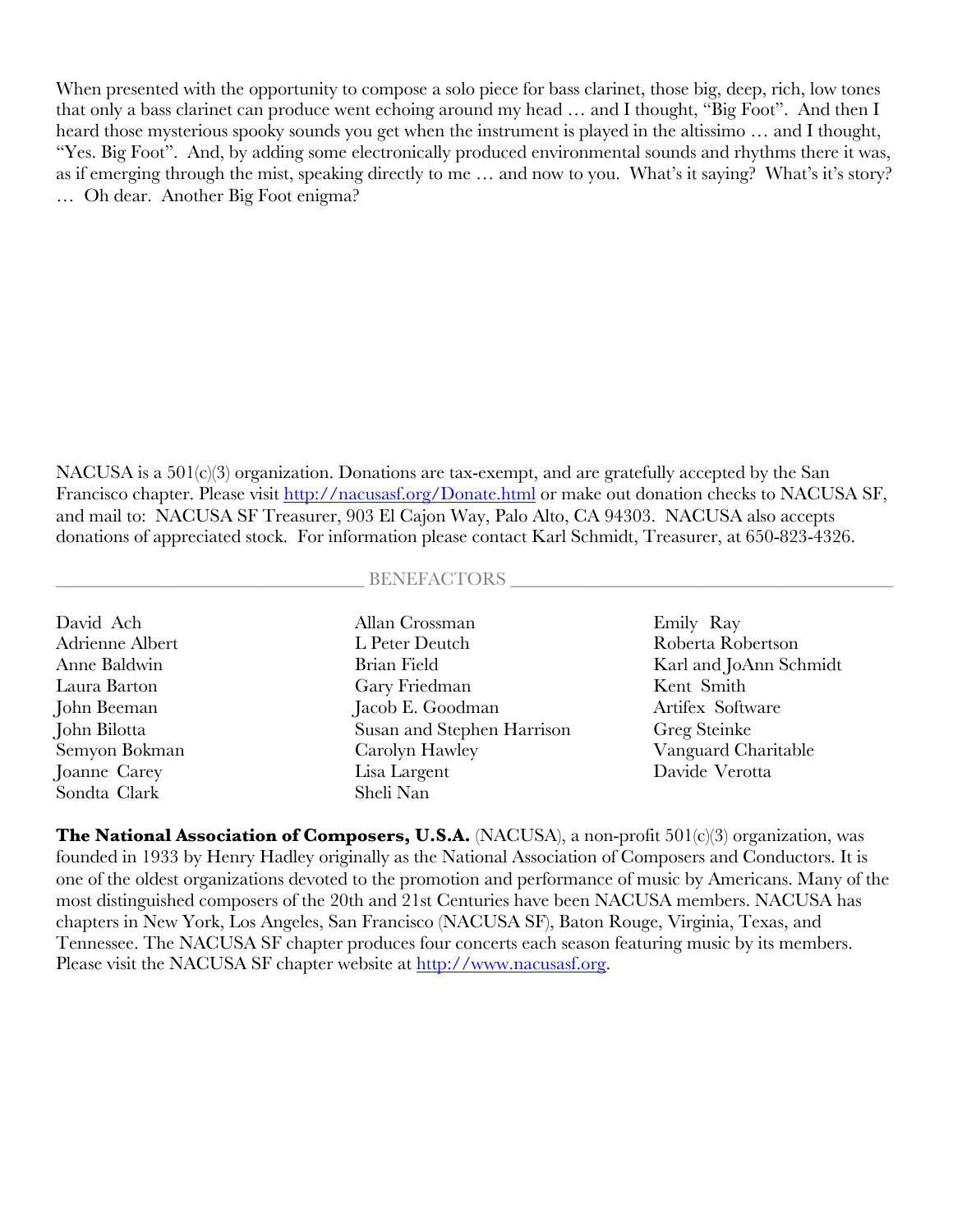When presented with the opportunity to compose a solo piece for bass clarinet, those big, deep, rich, low tones that only a bass clarinet can produce went echoing around my head … and I thought, "Big Foot". And then I heard those mysterious spooky sounds you get when the instrument is played in the altissimo … and I thought, "Yes. Big Foot". And, by adding some electronically produced environmental sounds and rhythms there it was, as if emerging through the mist, speaking directly to me … and now to you. What's it saying? What's it's story? … Oh dear. Another Big Foot enigma?

NACUSA is a 501(c)(3) organization. Donations are tax-exempt, and are gratefully accepted by the San Francisco chapter. Please visit http://nacusasf.org/Donate.html or make out donation checks to NACUSA SF, and mail to: NACUSA SF Treasurer, 903 El Cajon Way, Palo Alto, CA 94303. NACUSA also accepts donations of appreciated stock. For information please contact Karl Schmidt, Treasurer, at 650-823-4326.

## BENEFACTORS

David Ach
Adrienne Albert
Anne Baldwin
Laura Barton
John Beeman
John Bilotta
Semyon Bokman
Joanne Carey
Sondta Clark
Allan Crossman
L Peter Deutch
Brian Field
Gary Friedman
Jacob E. Goodman
Susan and Stephen Harrison
Carolyn Hawley
Lisa Largent
Sheli Nan
Emily Ray
Roberta Robertson
Karl and JoAnn Schmidt
Kent Smith
Artifex Software
Greg Steinke
Vanguard Charitable
Davide Verotta

**The National Association of Composers, U.S.A.** (NACUSA), a non-profit 501(c)(3) organization, was founded in 1933 by Henry Hadley originally as the National Association of Composers and Conductors. It is one of the oldest organizations devoted to the promotion and performance of music by Americans. Many of the most distinguished composers of the 20th and 21st Centuries have been NACUSA members. NACUSA has chapters in New York, Los Angeles, San Francisco (NACUSA SF), Baton Rouge, Virginia, Texas, and Tennessee. The NACUSA SF chapter produces four concerts each season featuring music by its members. Please visit the NACUSA SF chapter website at http://www.nacusasf.org.